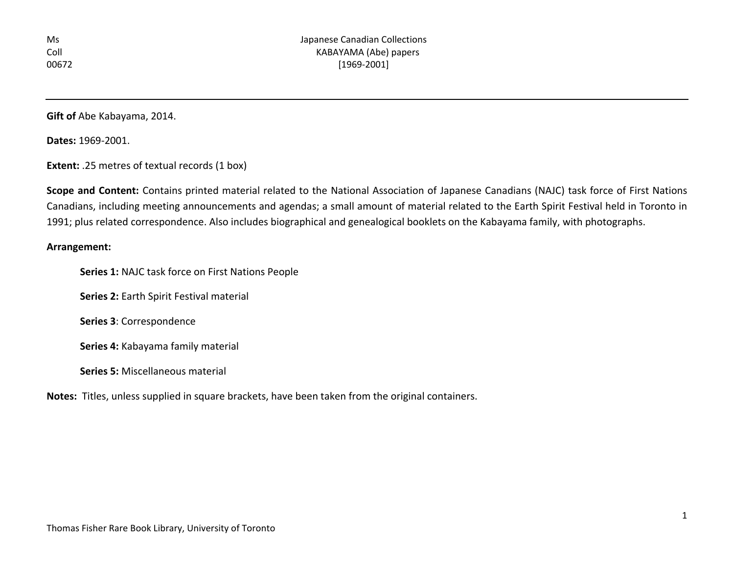Ms
Coll
00672

# Japanese Canadian Collections
## KABAYAMA (Abe) papers
[1969-2001]

---

**Gift of** Abe Kabayama, 2014.

**Dates:** 1969-2001.

**Extent:** .25 metres of textual records (1 box)

**Scope and Content:** Contains printed material related to the National Association of Japanese Canadians (NAJC) task force of First Nations Canadians, including meeting announcements and agendas; a small amount of material related to the Earth Spirit Festival held in Toronto in 1991; plus related correspondence. Also includes biographical and genealogical booklets on the Kabayama family, with photographs.

**Arrangement:**

**Series 1:** NAJC task force on First Nations People

**Series 2:** Earth Spirit Festival material

**Series 3**: Correspondence

**Series 4:** Kabayama family material

**Series 5:** Miscellaneous material

**Notes:** Titles, unless supplied in square brackets, have been taken from the original containers.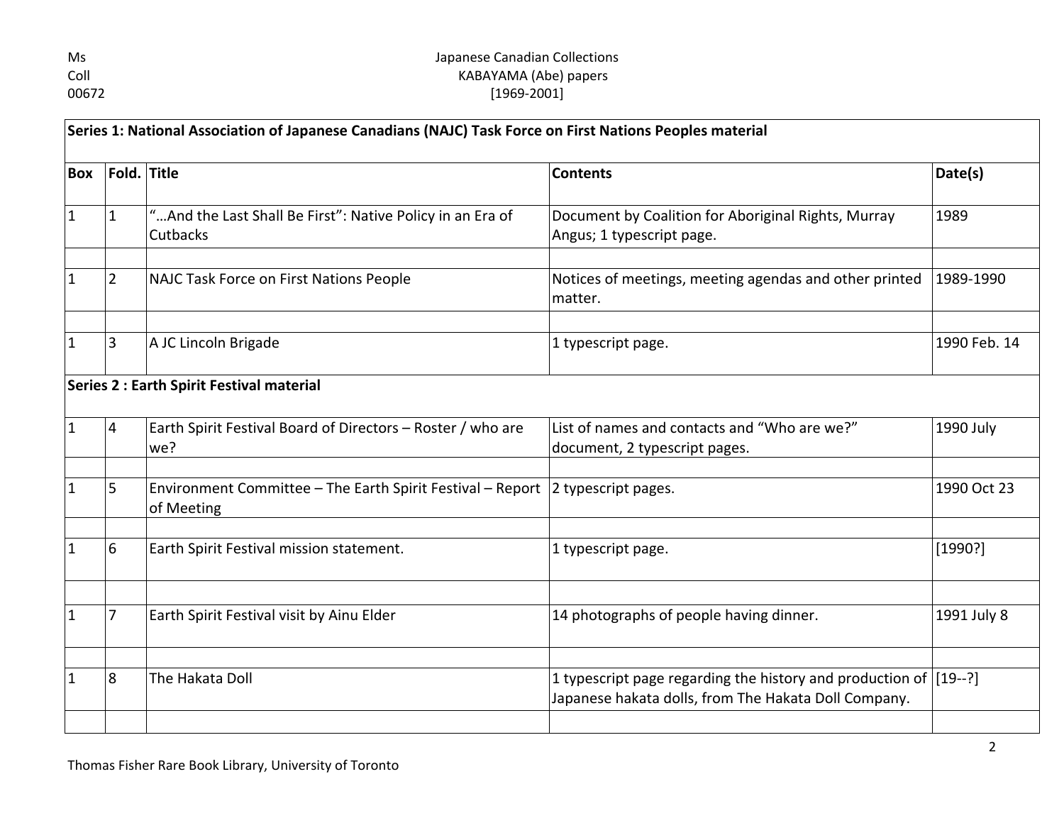Ms Coll 00672 — Japanese Canadian Collections — KABAYAMA (Abe) papers [1969-2001]

| Box | Fold. | Title | Contents | Date(s) |
|---|---|---|---|---|
| **Series 1: National Association of Japanese Canadians (NAJC) Task Force on First Nations Peoples material** | | | | |
| 1 | 1 | "…And the Last Shall Be First": Native Policy in an Era of Cutbacks | Document by Coalition for Aboriginal Rights, Murray Angus; 1 typescript page. | 1989 |
| 1 | 2 | NAJC Task Force on First Nations People | Notices of meetings, meeting agendas and other printed matter. | 1989-1990 |
| 1 | 3 | A JC Lincoln Brigade | 1 typescript page. | 1990 Feb. 14 |
| **Series 2 : Earth Spirit Festival material** | | | | |
| 1 | 4 | Earth Spirit Festival Board of Directors – Roster / who are we? | List of names and contacts and "Who are we?" document, 2 typescript pages. | 1990 July |
| 1 | 5 | Environment Committee – The Earth Spirit Festival – Report of Meeting | 2 typescript pages. | 1990 Oct 23 |
| 1 | 6 | Earth Spirit Festival mission statement. | 1 typescript page. | [1990?] |
| 1 | 7 | Earth Spirit Festival visit by Ainu Elder | 14 photographs of people having dinner. | 1991 July 8 |
| 1 | 8 | The Hakata Doll | 1 typescript page regarding the history and production of Japanese hakata dolls, from The Hakata Doll Company. | [19--?] |

Thomas Fisher Rare Book Library, University of Toronto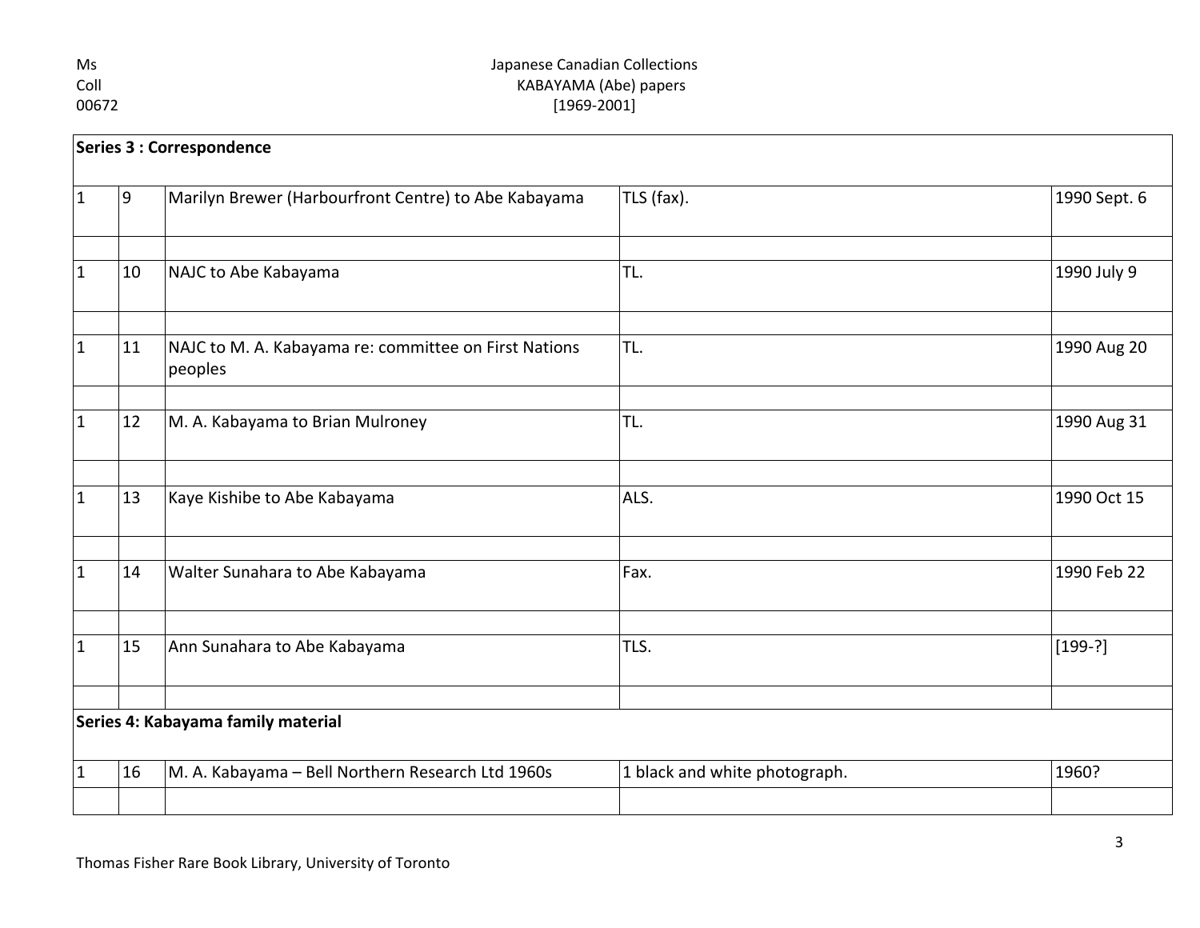**Series 3 : Correspondence**

| | | | | |
|---|---|---|---|---|
| 1 | 9 | Marilyn Brewer (Harbourfront Centre) to Abe Kabayama | TLS (fax). | 1990 Sept. 6 |
| | | | | |
| 1 | 10 | NAJC to Abe Kabayama | TL. | 1990 July 9 |
| | | | | |
| 1 | 11 | NAJC to M. A. Kabayama re: committee on First Nations peoples | TL. | 1990 Aug 20 |
| | | | | |
| 1 | 12 | M. A. Kabayama to Brian Mulroney | TL. | 1990 Aug 31 |
| | | | | |
| 1 | 13 | Kaye Kishibe to Abe Kabayama | ALS. | 1990 Oct 15 |
| | | | | |
| 1 | 14 | Walter Sunahara to Abe Kabayama | Fax. | 1990 Feb 22 |
| | | | | |
| 1 | 15 | Ann Sunahara to Abe Kabayama | TLS. | [199-?] |
| | | | | |

**Series 4: Kabayama family material**

| | | | | |
|---|---|---|---|---|
| 1 | 16 | M. A. Kabayama – Bell Northern Research Ltd 1960s | 1 black and white photograph. | 1960? |
| | | | | |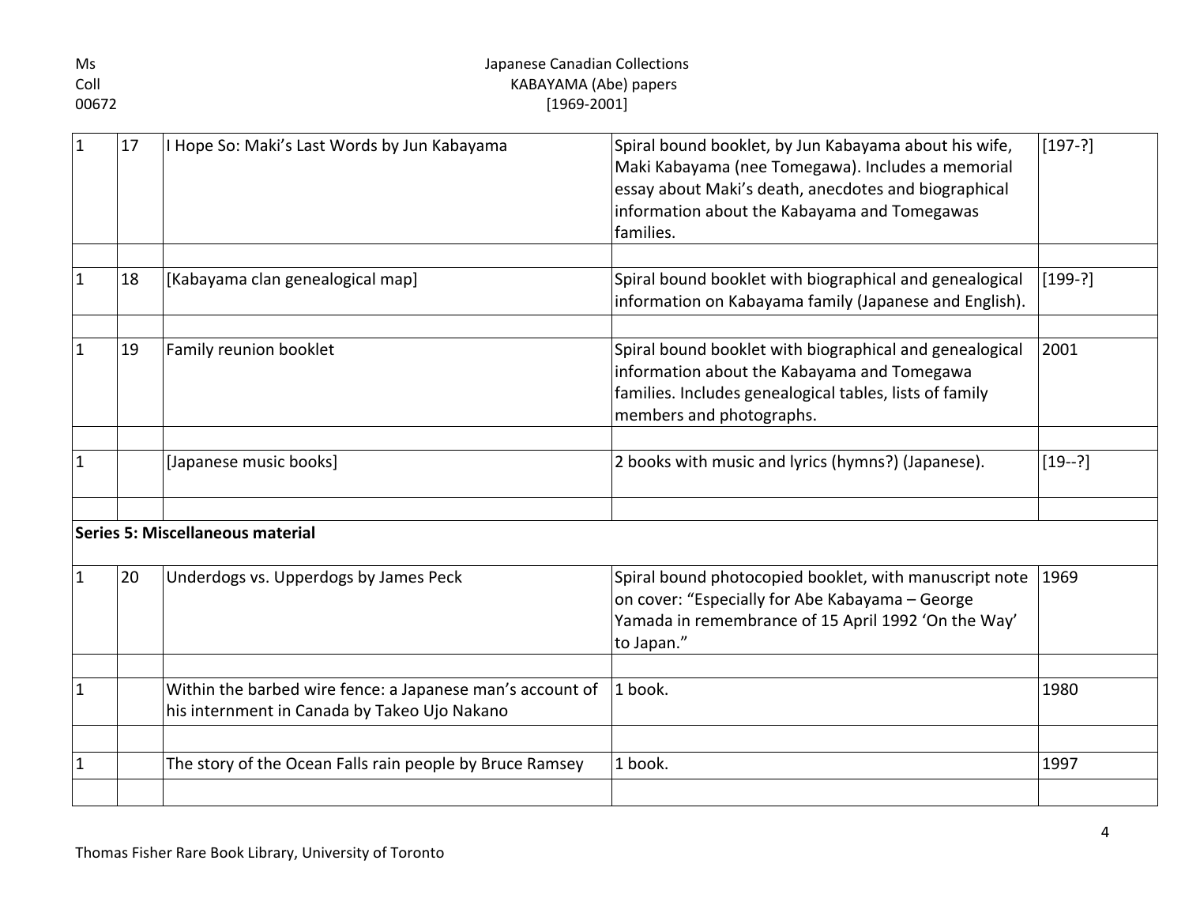| | | | | |
|---|---|---|---|---|
| 1 | 17 | I Hope So: Maki's Last Words by Jun Kabayama | Spiral bound booklet, by Jun Kabayama about his wife, Maki Kabayama (nee Tomegawa). Includes a memorial essay about Maki's death, anecdotes and biographical information about the Kabayama and Tomegawas families. | [197-?] |
| | | | | |
| 1 | 18 | [Kabayama clan genealogical map] | Spiral bound booklet with biographical and genealogical information on Kabayama family (Japanese and English). | [199-?] |
| | | | | |
| 1 | 19 | Family reunion booklet | Spiral bound booklet with biographical and genealogical information about the Kabayama and Tomegawa families. Includes genealogical tables, lists of family members and photographs. | 2001 |
| | | | | |
| 1 | | [Japanese music books] | 2 books with music and lyrics (hymns?) (Japanese). | [19--?] |
| | | | | |
| **Series 5: Miscellaneous material** | | | | |
| 1 | 20 | Underdogs vs. Upperdogs by James Peck | Spiral bound photocopied booklet, with manuscript note on cover: "Especially for Abe Kabayama – George Yamada in remembrance of 15 April 1992 'On the Way' to Japan." | 1969 |
| | | | | |
| 1 | | Within the barbed wire fence: a Japanese man's account of his internment in Canada by Takeo Ujo Nakano | 1 book. | 1980 |
| | | | | |
| 1 | | The story of the Ocean Falls rain people by Bruce Ramsey | 1 book. | 1997 |
| | | | | |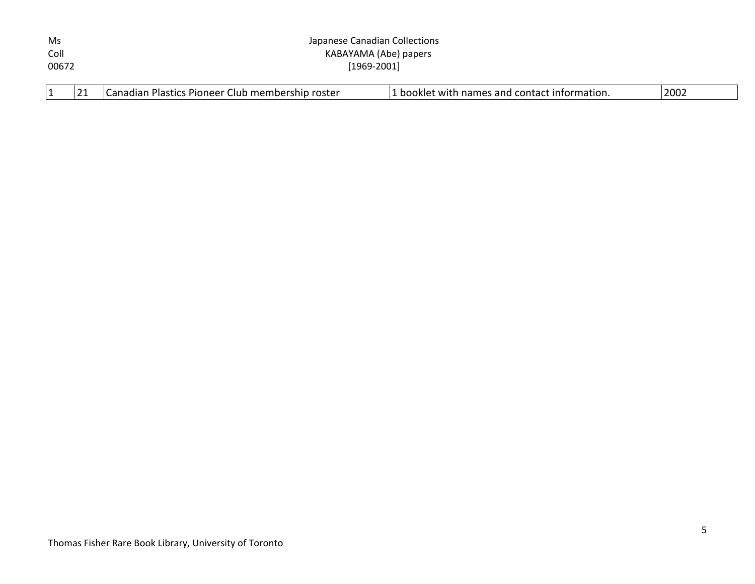| | | | | |
|---|---|---|---|---|
| 1 | 21 | Canadian Plastics Pioneer Club membership roster | 1 booklet with names and contact information. | 2002 |